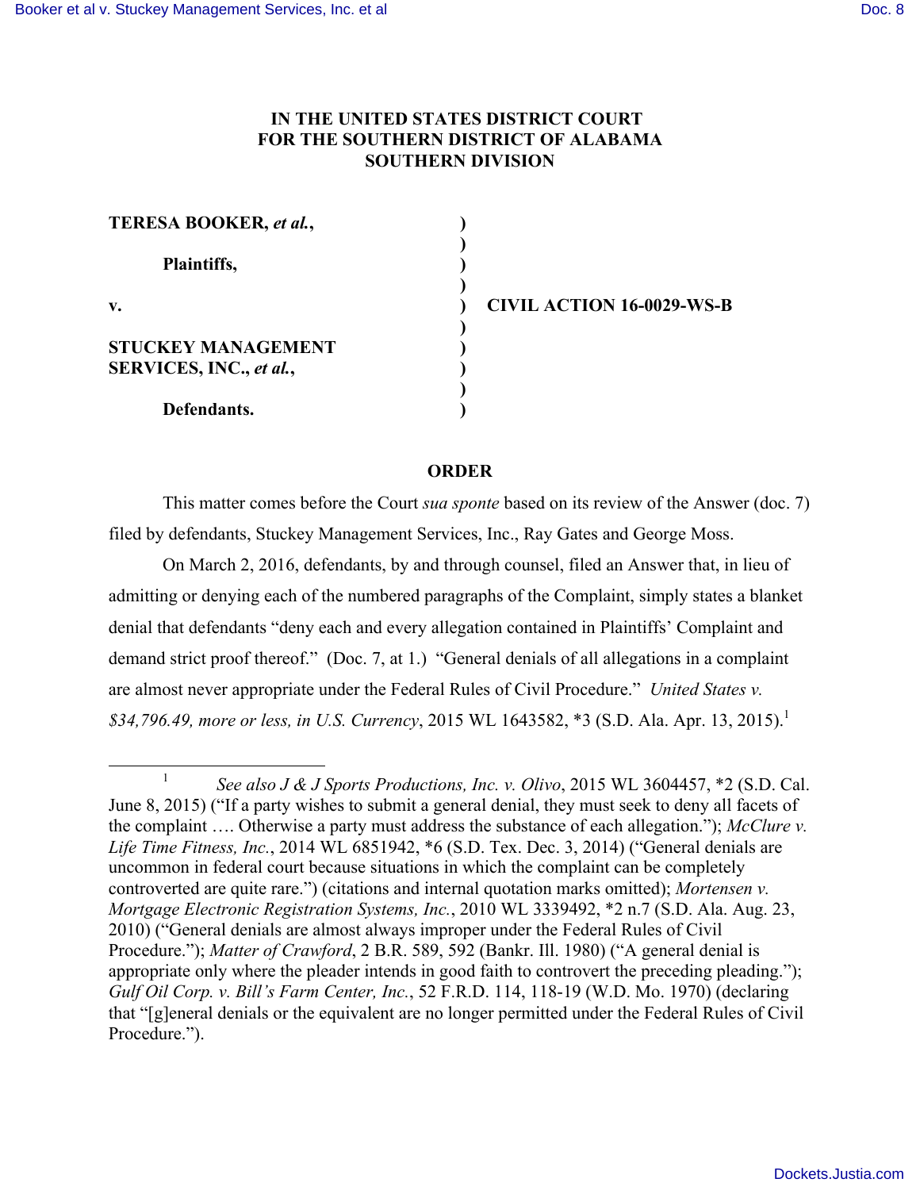# IN THE UNITED STATES DISTRICT COURT FOR THE SOUTHERN DISTRICT OF ALABAMA SOUTHERN DIVISION

**TERESA BOOKER, *et al.*,**

**Plaintiffs,**

**v.**

**STUCKEY MANAGEMENT SERVICES, INC., *et al.*,**

**Defendants.**

**CIVIL ACTION 16-0029-WS-B**

## ORDER

This matter comes before the Court *sua sponte* based on its review of the Answer (doc. 7) filed by defendants, Stuckey Management Services, Inc., Ray Gates and George Moss.

On March 2, 2016, defendants, by and through counsel, filed an Answer that, in lieu of admitting or denying each of the numbered paragraphs of the Complaint, simply states a blanket denial that defendants "deny each and every allegation contained in Plaintiffs' Complaint and demand strict proof thereof." (Doc. 7, at 1.) "General denials of all allegations in a complaint are almost never appropriate under the Federal Rules of Civil Procedure." *United States v. $34,796.49, more or less, in U.S. Currency*, 2015 WL 1643582, *3 (S.D. Ala. Apr. 13, 2015).[1]

---

[1] *See also J & J Sports Productions, Inc. v. Olivo*, 2015 WL 3604457, *2 (S.D. Cal. June 8, 2015) ("If a party wishes to submit a general denial, they must seek to deny all facets of the complaint …. Otherwise a party must address the substance of each allegation."); *McClure v. Life Time Fitness, Inc.*, 2014 WL 6851942, *6 (S.D. Tex. Dec. 3, 2014) ("General denials are uncommon in federal court because situations in which the complaint can be completely controverted are quite rare.") (citations and internal quotation marks omitted); *Mortensen v. Mortgage Electronic Registration Systems, Inc.*, 2010 WL 3339492, *2 n.7 (S.D. Ala. Aug. 23, 2010) ("General denials are almost always improper under the Federal Rules of Civil Procedure."); *Matter of Crawford*, 2 B.R. 589, 592 (Bankr. Ill. 1980) ("A general denial is appropriate only where the pleader intends in good faith to controvert the preceding pleading."); *Gulf Oil Corp. v. Bill's Farm Center, Inc.*, 52 F.R.D. 114, 118-19 (W.D. Mo. 1970) (declaring that "[g]eneral denials or the equivalent are no longer permitted under the Federal Rules of Civil Procedure.").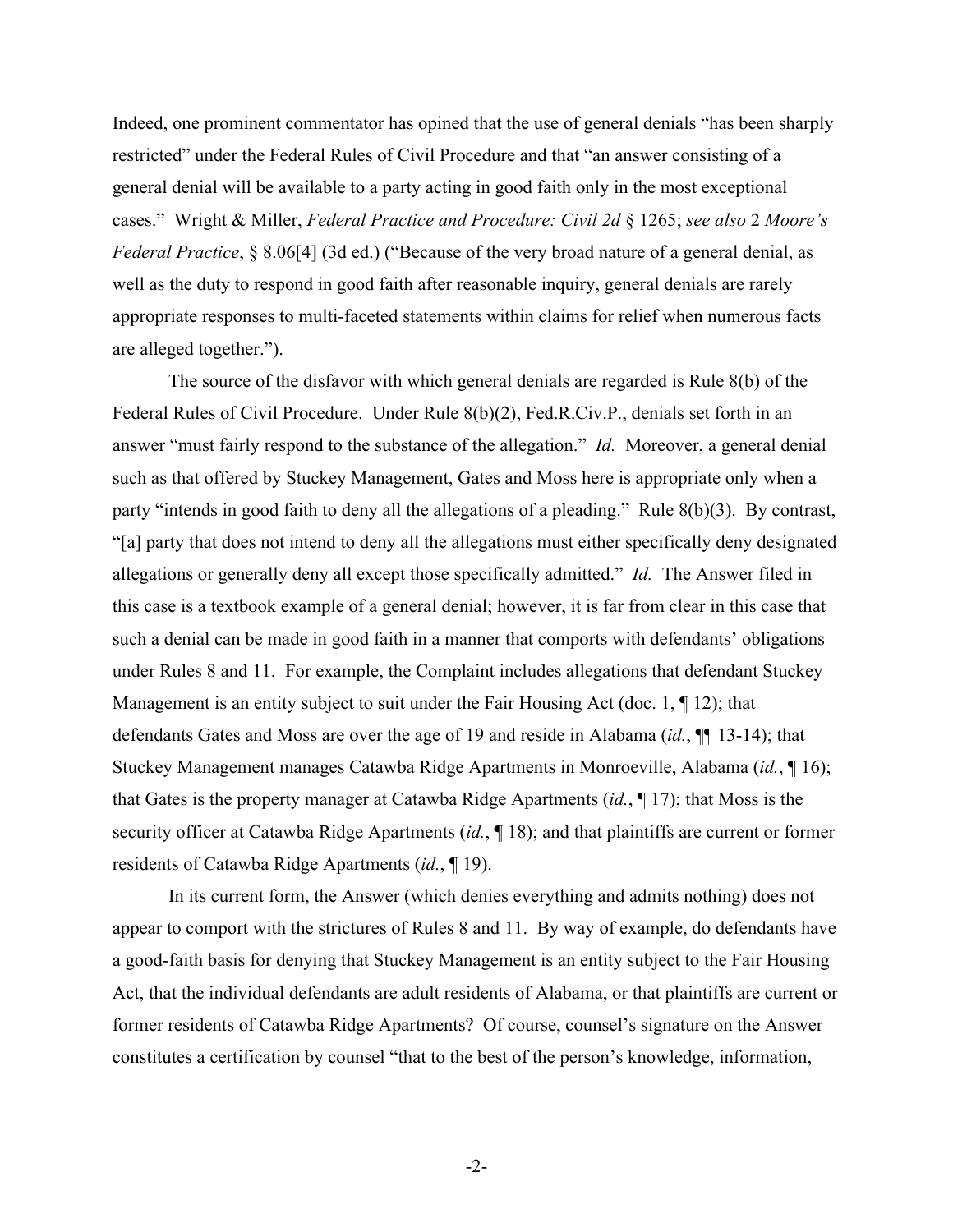Indeed, one prominent commentator has opined that the use of general denials "has been sharply restricted" under the Federal Rules of Civil Procedure and that "an answer consisting of a general denial will be available to a party acting in good faith only in the most exceptional cases." Wright & Miller, *Federal Practice and Procedure: Civil 2d* § 1265; *see also* 2 *Moore's Federal Practice*, § 8.06[4] (3d ed.) ("Because of the very broad nature of a general denial, as well as the duty to respond in good faith after reasonable inquiry, general denials are rarely appropriate responses to multi-faceted statements within claims for relief when numerous facts are alleged together.").

The source of the disfavor with which general denials are regarded is Rule 8(b) of the Federal Rules of Civil Procedure. Under Rule 8(b)(2), Fed.R.Civ.P., denials set forth in an answer "must fairly respond to the substance of the allegation." *Id.* Moreover, a general denial such as that offered by Stuckey Management, Gates and Moss here is appropriate only when a party "intends in good faith to deny all the allegations of a pleading." Rule 8(b)(3). By contrast, "[a] party that does not intend to deny all the allegations must either specifically deny designated allegations or generally deny all except those specifically admitted." *Id.* The Answer filed in this case is a textbook example of a general denial; however, it is far from clear in this case that such a denial can be made in good faith in a manner that comports with defendants' obligations under Rules 8 and 11. For example, the Complaint includes allegations that defendant Stuckey Management is an entity subject to suit under the Fair Housing Act (doc. 1, ¶ 12); that defendants Gates and Moss are over the age of 19 and reside in Alabama (*id.*, ¶¶ 13-14); that Stuckey Management manages Catawba Ridge Apartments in Monroeville, Alabama (*id.*, ¶ 16); that Gates is the property manager at Catawba Ridge Apartments (*id.*, ¶ 17); that Moss is the security officer at Catawba Ridge Apartments (*id.*, ¶ 18); and that plaintiffs are current or former residents of Catawba Ridge Apartments (*id.*, ¶ 19).

In its current form, the Answer (which denies everything and admits nothing) does not appear to comport with the strictures of Rules 8 and 11. By way of example, do defendants have a good-faith basis for denying that Stuckey Management is an entity subject to the Fair Housing Act, that the individual defendants are adult residents of Alabama, or that plaintiffs are current or former residents of Catawba Ridge Apartments? Of course, counsel's signature on the Answer constitutes a certification by counsel "that to the best of the person's knowledge, information,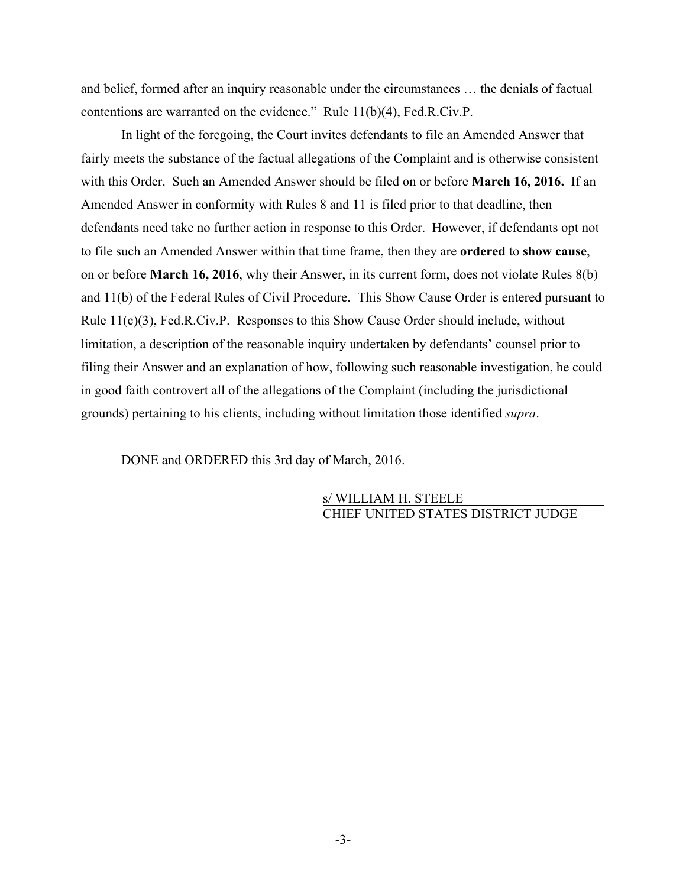and belief, formed after an inquiry reasonable under the circumstances … the denials of factual contentions are warranted on the evidence." Rule 11(b)(4), Fed.R.Civ.P.

In light of the foregoing, the Court invites defendants to file an Amended Answer that fairly meets the substance of the factual allegations of the Complaint and is otherwise consistent with this Order. Such an Amended Answer should be filed on or before **March 16, 2016.** If an Amended Answer in conformity with Rules 8 and 11 is filed prior to that deadline, then defendants need take no further action in response to this Order. However, if defendants opt not to file such an Amended Answer within that time frame, then they are **ordered** to **show cause**, on or before **March 16, 2016**, why their Answer, in its current form, does not violate Rules 8(b) and 11(b) of the Federal Rules of Civil Procedure. This Show Cause Order is entered pursuant to Rule 11(c)(3), Fed.R.Civ.P. Responses to this Show Cause Order should include, without limitation, a description of the reasonable inquiry undertaken by defendants' counsel prior to filing their Answer and an explanation of how, following such reasonable investigation, he could in good faith controvert all of the allegations of the Complaint (including the jurisdictional grounds) pertaining to his clients, including without limitation those identified *supra*.

DONE and ORDERED this 3rd day of March, 2016.

s/ WILLIAM H. STEELE
CHIEF UNITED STATES DISTRICT JUDGE